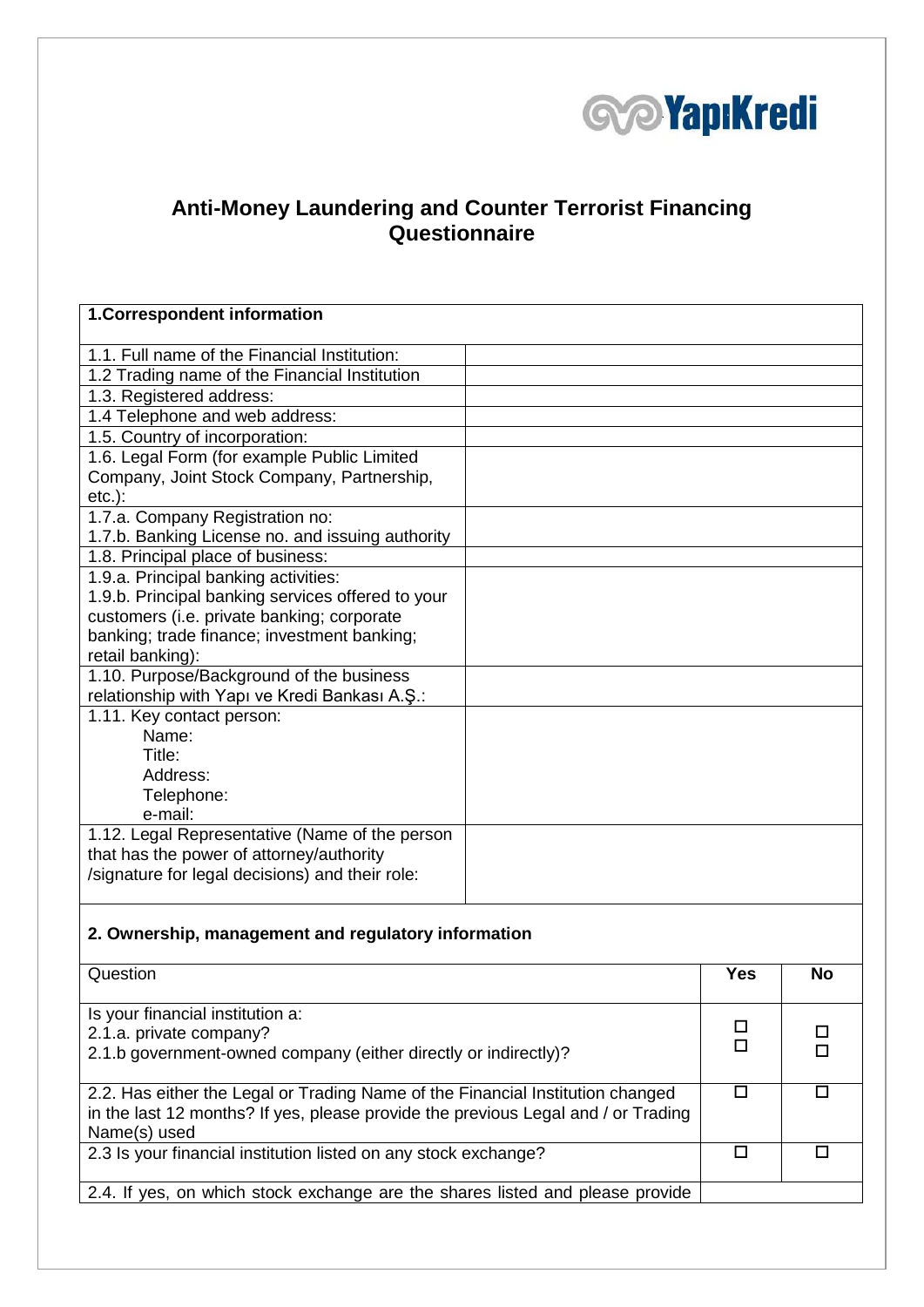# Anti-Money Laundering and Counter Terrorist Financing Questionnaire

| **1.Correspondent information** | |
|---|---|
| 1.1. Full name of the Financial Institution: | |
| 1.2 Trading name of the Financial Institution | |
| 1.3. Registered address: | |
| 1.4 Telephone and web address: | |
| 1.5. Country of incorporation: | |
| 1.6. Legal Form (for example Public Limited Company, Joint Stock Company, Partnership, etc.): | |
| 1.7.a. Company Registration no:<br>1.7.b. Banking License no. and issuing authority | |
| 1.8. Principal place of business: | |
| 1.9.a. Principal banking activities:<br>1.9.b. Principal banking services offered to your customers (i.e. private banking; corporate banking; trade finance; investment banking; retail banking): | |
| 1.10. Purpose/Background of the business relationship with Yapı ve Kredi Bankası A.Ş.: | |
| 1.11. Key contact person:<br>Name:<br>Title:<br>Address:<br>Telephone:<br>e-mail: | |
| 1.12. Legal Representative (Name of the person that has the power of attorney/authority /signature for legal decisions) and their role: | |

## 2. Ownership, management and regulatory information

| Question | Yes | No |
|---|---|---|
| Is your financial institution a:<br>2.1.a. private company?<br>2.1.b government-owned company (either directly or indirectly)? | ☐<br>☐ | ☐<br>☐ |
| 2.2. Has either the Legal or Trading Name of the Financial Institution changed in the last 12 months? If yes, please provide the previous Legal and / or Trading Name(s) used | ☐ | ☐ |
| 2.3 Is your financial institution listed on any stock exchange? | ☐ | ☐ |
| 2.4. If yes, on which stock exchange are the shares listed and please provide | | |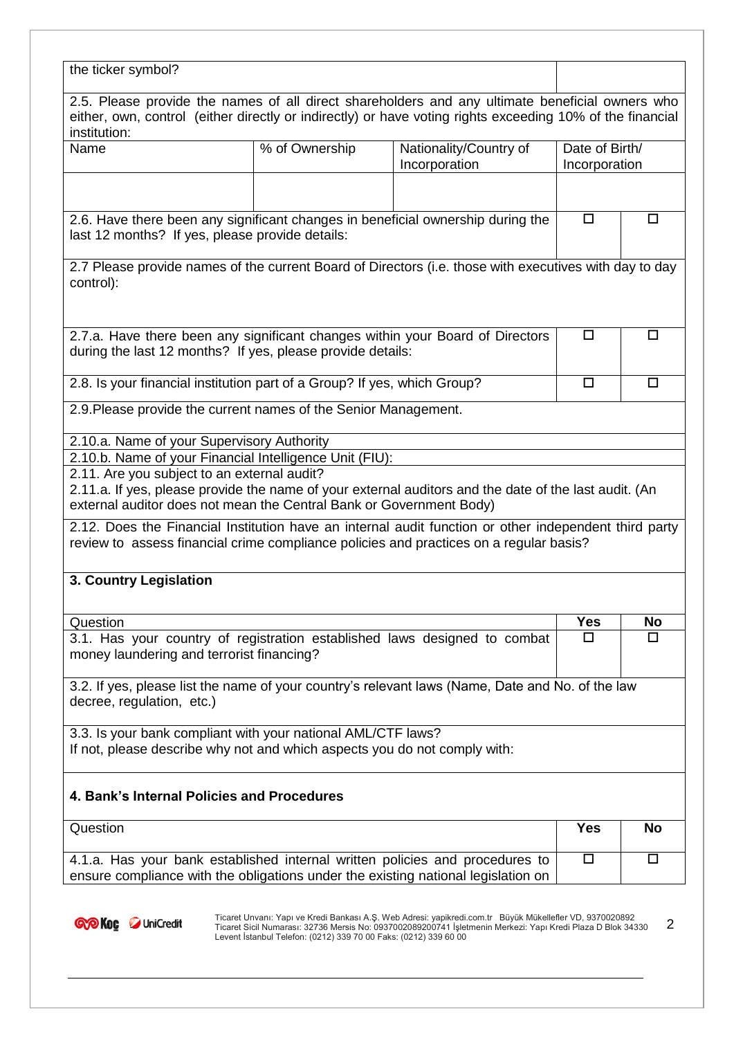| the ticker symbol? | | | | |
|---|---|---|---|---|

2.5. Please provide the names of all direct shareholders and any ultimate beneficial owners who either, own, control (either directly or indirectly) or have voting rights exceeding 10% of the financial institution:

| Name | % of Ownership | Nationality/Country of Incorporation | Date of Birth/ Incorporation |
|---|---|---|---|
| | | | |

| | | |
|---|---|---|
| 2.6. Have there been any significant changes in beneficial ownership during the last 12 months? If yes, please provide details: | ☐ | ☐ |

2.7 Please provide names of the current Board of Directors (i.e. those with executives with day to day control):

| | | |
|---|---|---|
| 2.7.a. Have there been any significant changes within your Board of Directors during the last 12 months? If yes, please provide details: | ☐ | ☐ |
| 2.8. Is your financial institution part of a Group? If yes, which Group? | ☐ | ☐ |

2.9.Please provide the current names of the Senior Management.

2.10.a. Name of your Supervisory Authority

2.10.b. Name of your Financial Intelligence Unit (FIU):

2.11. Are you subject to an external audit?
2.11.a. If yes, please provide the name of your external auditors and the date of the last audit. (An external auditor does not mean the Central Bank or Government Body)

2.12. Does the Financial Institution have an internal audit function or other independent third party review to assess financial crime compliance policies and practices on a regular basis?

## 3. Country Legislation

| Question | Yes | No |
|---|---|---|
| 3.1. Has your country of registration established laws designed to combat money laundering and terrorist financing? | ☐ | ☐ |

3.2. If yes, please list the name of your country's relevant laws (Name, Date and No. of the law decree, regulation, etc.)

3.3. Is your bank compliant with your national AML/CTF laws?
If not, please describe why not and which aspects you do not comply with:

## 4. Bank's Internal Policies and Procedures

| Question | Yes | No |
|---|---|---|
| 4.1.a. Has your bank established internal written policies and procedures to ensure compliance with the obligations under the existing national legislation on | ☐ | ☐ |

Ticaret Unvanı: Yapı ve Kredi Bankası A.Ş. Web Adresi: yapikredi.com.tr Büyük Mükellefler VD, 9370020892
Ticaret Sicil Numarası: 32736 Mersis No: 0937002089200741 İşletmenin Merkezi: Yapı Kredi Plaza D Blok 34330 Levent İstanbul Telefon: (0212) 339 70 00 Faks: (0212) 339 60 00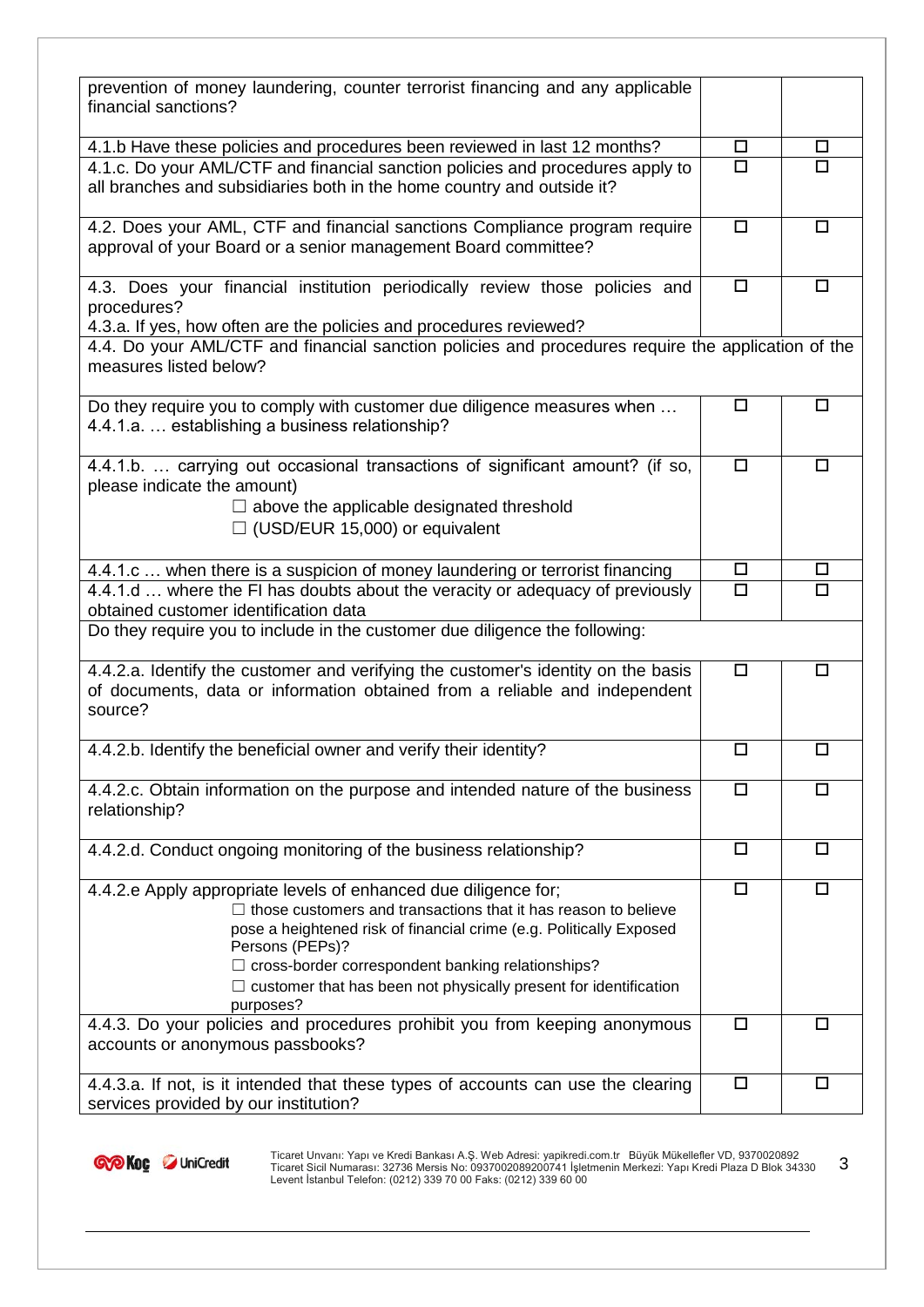| | | |
|---|---|---|
| prevention of money laundering, counter terrorist financing and any applicable financial sanctions? | | |
| 4.1.b Have these policies and procedures been reviewed in last 12 months? | ☐ | ☐ |
| 4.1.c. Do your AML/CTF and financial sanction policies and procedures apply to all branches and subsidiaries both in the home country and outside it? | ☐ | ☐ |
| 4.2. Does your AML, CTF and financial sanctions Compliance program require approval of your Board or a senior management Board committee? | ☐ | ☐ |
| 4.3. Does your financial institution periodically review those policies and procedures?<br>4.3.a. If yes, how often are the policies and procedures reviewed? | ☐ | ☐ |
| 4.4. Do your AML/CTF and financial sanction policies and procedures require the application of the measures listed below? | | |
| Do they require you to comply with customer due diligence measures when …<br>4.4.1.a. … establishing a business relationship? | ☐ | ☐ |
| 4.4.1.b. … carrying out occasional transactions of significant amount? (if so, please indicate the amount)<br>☐ above the applicable designated threshold<br>☐ (USD/EUR 15,000) or equivalent | ☐ | ☐ |
| 4.4.1.c … when there is a suspicion of money laundering or terrorist financing | ☐ | ☐ |
| 4.4.1.d … where the FI has doubts about the veracity or adequacy of previously obtained customer identification data | ☐ | ☐ |
| Do they require you to include in the customer due diligence the following: | | |
| 4.4.2.a. Identify the customer and verifying the customer's identity on the basis of documents, data or information obtained from a reliable and independent source? | ☐ | ☐ |
| 4.4.2.b. Identify the beneficial owner and verify their identity? | ☐ | ☐ |
| 4.4.2.c. Obtain information on the purpose and intended nature of the business relationship? | ☐ | ☐ |
| 4.4.2.d. Conduct ongoing monitoring of the business relationship? | ☐ | ☐ |
| 4.4.2.e Apply appropriate levels of enhanced due diligence for;<br>☐ those customers and transactions that it has reason to believe pose a heightened risk of financial crime (e.g. Politically Exposed Persons (PEPs)?<br>☐ cross-border correspondent banking relationships?<br>☐ customer that has been not physically present for identification purposes? | ☐ | ☐ |
| 4.4.3. Do your policies and procedures prohibit you from keeping anonymous accounts or anonymous passbooks? | ☐ | ☐ |
| 4.4.3.a. If not, is it intended that these types of accounts can use the clearing services provided by our institution? | ☐ | ☐ |

Ticaret Unvanı: Yapı ve Kredi Bankası A.Ş. Web Adresi: yapikredi.com.tr Büyük Mükellefler VD, 9370020892 Ticaret Sicil Numarası: 32736 Mersis No: 0937002089200741 İşletmenin Merkezi: Yapı Kredi Plaza D Blok 34330 Levent İstanbul Telefon: (0212) 339 70 00 Faks: (0212) 339 60 00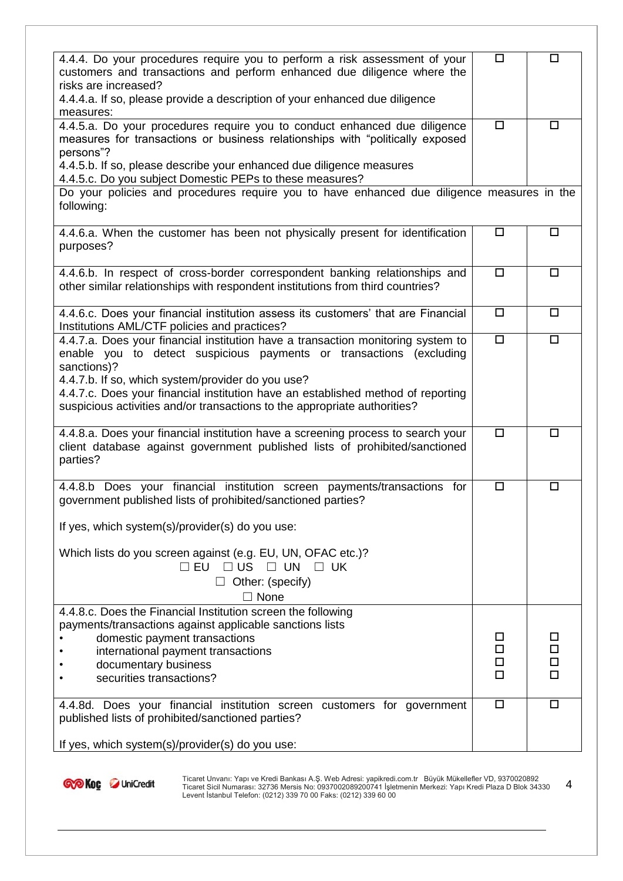| | | |
|---|---|---|
| 4.4.4. Do your procedures require you to perform a risk assessment of your customers and transactions and perform enhanced due diligence where the risks are increased?<br>4.4.4.a. If so, please provide a description of your enhanced due diligence measures: | ☐ | ☐ |
| 4.4.5.a. Do your procedures require you to conduct enhanced due diligence measures for transactions or business relationships with "politically exposed persons"?<br>4.4.5.b. If so, please describe your enhanced due diligence measures<br>4.4.5.c. Do you subject Domestic PEPs to these measures? | ☐ | ☐ |
| Do your policies and procedures require you to have enhanced due diligence measures in the following: | | |
| 4.4.6.a. When the customer has been not physically present for identification purposes? | ☐ | ☐ |
| 4.4.6.b. In respect of cross-border correspondent banking relationships and other similar relationships with respondent institutions from third countries? | ☐ | ☐ |
| 4.4.6.c. Does your financial institution assess its customers' that are Financial Institutions AML/CTF policies and practices? | ☐ | ☐ |
| 4.4.7.a. Does your financial institution have a transaction monitoring system to enable you to detect suspicious payments or transactions (excluding sanctions)?<br>4.4.7.b. If so, which system/provider do you use?<br>4.4.7.c. Does your financial institution have an established method of reporting suspicious activities and/or transactions to the appropriate authorities? | ☐ | ☐ |
| 4.4.8.a. Does your financial institution have a screening process to search your client database against government published lists of prohibited/sanctioned parties? | ☐ | ☐ |
| 4.4.8.b Does your financial institution screen payments/transactions for government published lists of prohibited/sanctioned parties?<br><br>If yes, which system(s)/provider(s) do you use:<br><br>Which lists do you screen against (e.g. EU, UN, OFAC etc.)?<br>☐ EU ☐ US ☐ UN ☐ UK<br>☐ Other: (specify)<br>☐ None | ☐ | ☐ |
| 4.4.8.c. Does the Financial Institution screen the following payments/transactions against applicable sanctions lists<br>• domestic payment transactions<br>• international payment transactions<br>• documentary business<br>• securities transactions? | <br><br>☐<br>☐<br>☐<br>☐ | <br><br>☐<br>☐<br>☐<br>☐ |
| 4.4.8d. Does your financial institution screen customers for government published lists of prohibited/sanctioned parties?<br><br>If yes, which system(s)/provider(s) do you use: | ☐ | ☐ |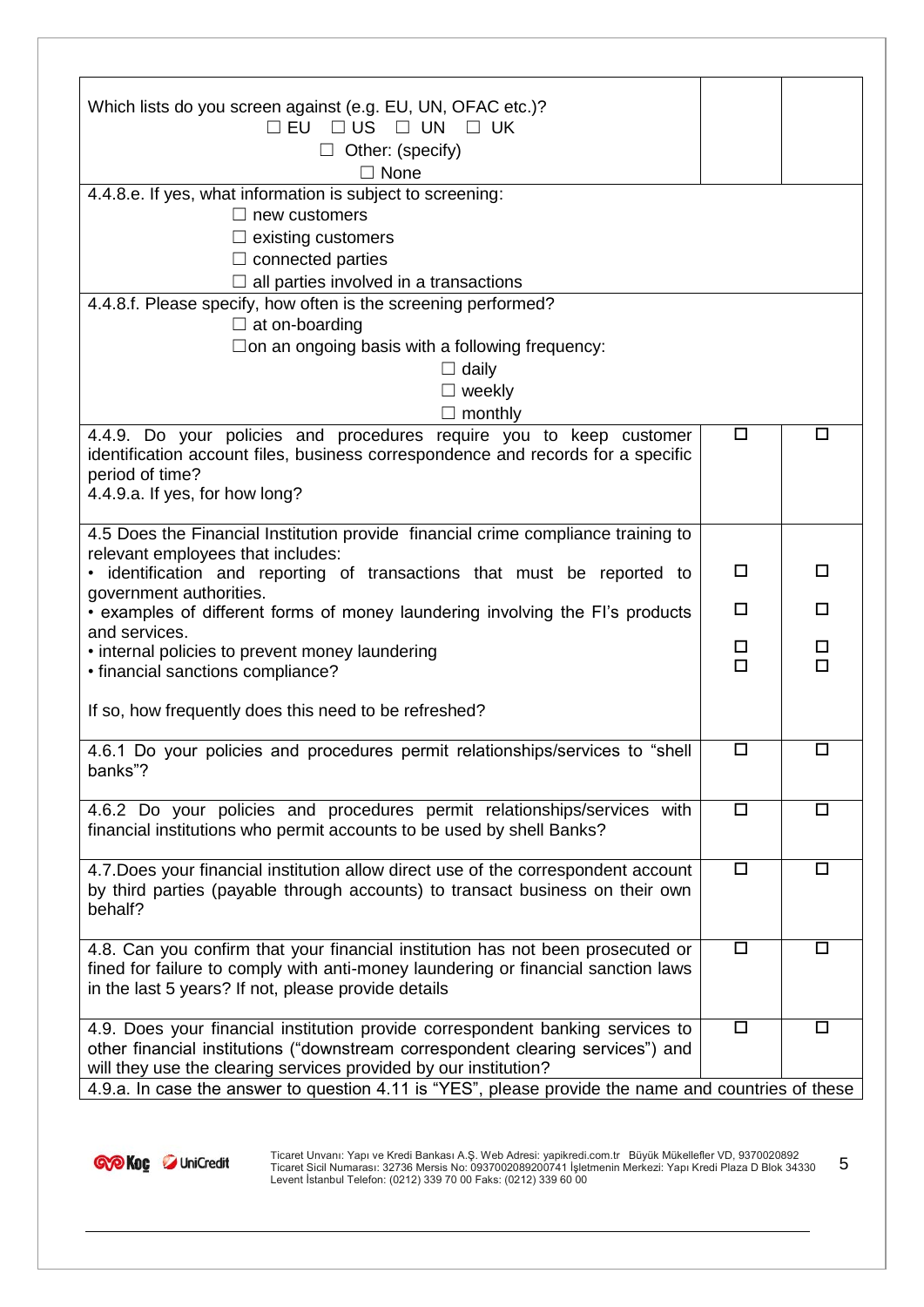| | | |
|---|---|---|
| Which lists do you screen against (e.g. EU, UN, OFAC etc.)?<br>☐ EU ☐ US ☐ UN ☐ UK<br>☐ Other: (specify)<br>☐ None | | |
| 4.4.8.e. If yes, what information is subject to screening:<br>☐ new customers<br>☐ existing customers<br>☐ connected parties<br>☐ all parties involved in a transactions | | |
| 4.4.8.f. Please specify, how often is the screening performed?<br>☐ at on-boarding<br>☐on an ongoing basis with a following frequency:<br>☐ daily<br>☐ weekly<br>☐ monthly | | |
| 4.4.9. Do your policies and procedures require you to keep customer identification account files, business correspondence and records for a specific period of time?<br>4.4.9.a. If yes, for how long? | ☐ | ☐ |
| 4.5 Does the Financial Institution provide financial crime compliance training to relevant employees that includes:<br>• identification and reporting of transactions that must be reported to government authorities.<br>• examples of different forms of money laundering involving the FI's products and services.<br>• internal policies to prevent money laundering<br>• financial sanctions compliance?<br><br>If so, how frequently does this need to be refreshed? | ☐<br>☐<br>☐<br>☐ | ☐<br>☐<br>☐<br>☐ |
| 4.6.1 Do your policies and procedures permit relationships/services to "shell banks"? | ☐ | ☐ |
| 4.6.2 Do your policies and procedures permit relationships/services with financial institutions who permit accounts to be used by shell Banks? | ☐ | ☐ |
| 4.7.Does your financial institution allow direct use of the correspondent account by third parties (payable through accounts) to transact business on their own behalf? | ☐ | ☐ |
| 4.8. Can you confirm that your financial institution has not been prosecuted or fined for failure to comply with anti-money laundering or financial sanction laws in the last 5 years? If not, please provide details | ☐ | ☐ |
| 4.9. Does your financial institution provide correspondent banking services to other financial institutions ("downstream correspondent clearing services") and will they use the clearing services provided by our institution? | ☐ | ☐ |
| 4.9.a. In case the answer to question 4.11 is "YES", please provide the name and countries of these | | |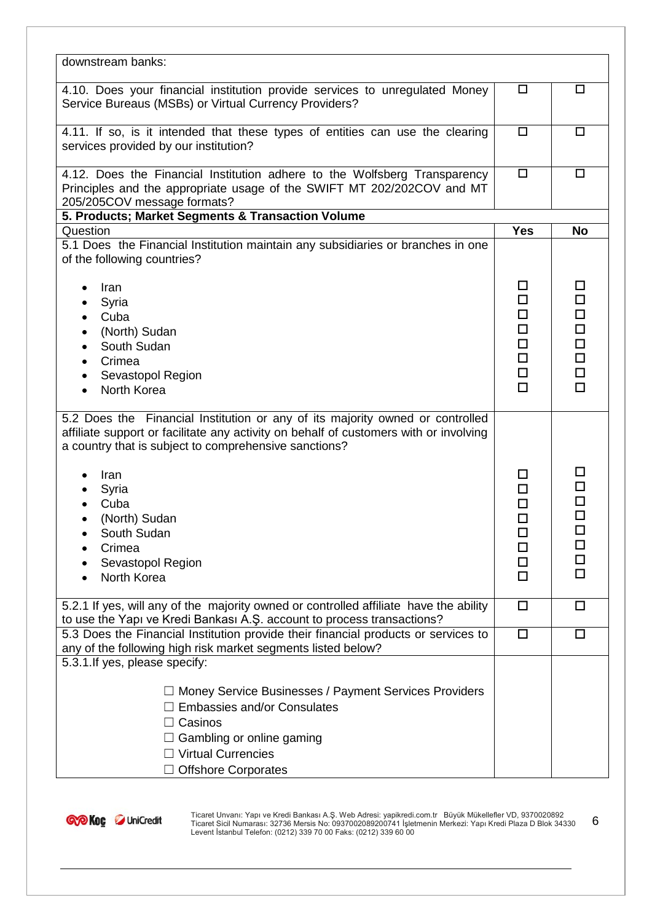| | | |
|---|---|---|
| downstream banks: | | |
| 4.10. Does your financial institution provide services to unregulated Money Service Bureaus (MSBs) or Virtual Currency Providers? | ☐ | ☐ |
| 4.11. If so, is it intended that these types of entities can use the clearing services provided by our institution? | ☐ | ☐ |
| 4.12. Does the Financial Institution adhere to the Wolfsberg Transparency Principles and the appropriate usage of the SWIFT MT 202/202COV and MT 205/205COV message formats? | ☐ | ☐ |
| **5. Products; Market Segments & Transaction Volume** | | |
| Question | **Yes** | **No** |
| 5.1 Does the Financial Institution maintain any subsidiaries or branches in one of the following countries?<br><br>• Iran<br>• Syria<br>• Cuba<br>• (North) Sudan<br>• South Sudan<br>• Crimea<br>• Sevastopol Region<br>• North Korea | <br><br><br>☐<br>☐<br>☐<br>☐<br>☐<br>☐<br>☐<br>☐ | <br><br><br>☐<br>☐<br>☐<br>☐<br>☐<br>☐<br>☐<br>☐ |
| 5.2 Does the Financial Institution or any of its majority owned or controlled affiliate support or facilitate any activity on behalf of customers with or involving a country that is subject to comprehensive sanctions?<br><br>• Iran<br>• Syria<br>• Cuba<br>• (North) Sudan<br>• South Sudan<br>• Crimea<br>• Sevastopol Region<br>• North Korea | <br><br><br><br>☐<br>☐<br>☐<br>☐<br>☐<br>☐<br>☐<br>☐ | <br><br><br><br>☐<br>☐<br>☐<br>☐<br>☐<br>☐<br>☐<br>☐ |
| 5.2.1 If yes, will any of the majority owned or controlled affiliate have the ability to use the Yapı ve Kredi Bankası A.Ş. account to process transactions? | ☐ | ☐ |
| 5.3 Does the Financial Institution provide their financial products or services to any of the following high risk market segments listed below? | ☐ | ☐ |
| 5.3.1.If yes, please specify:<br><br>☐ Money Service Businesses / Payment Services Providers<br>☐ Embassies and/or Consulates<br>☐ Casinos<br>☐ Gambling or online gaming<br>☐ Virtual Currencies<br>☐ Offshore Corporates | | |

Ticaret Unvanı: Yapı ve Kredi Bankası A.Ş. Web Adresi: yapikredi.com.tr Büyük Mükellefler VD, 9370020892
Ticaret Sicil Numarası: 32736 Mersis No: 0937002089200741 İşletmenin Merkezi: Yapı Kredi Plaza D Blok 34330 Levent İstanbul Telefon: (0212) 339 70 00 Faks: (0212) 339 60 00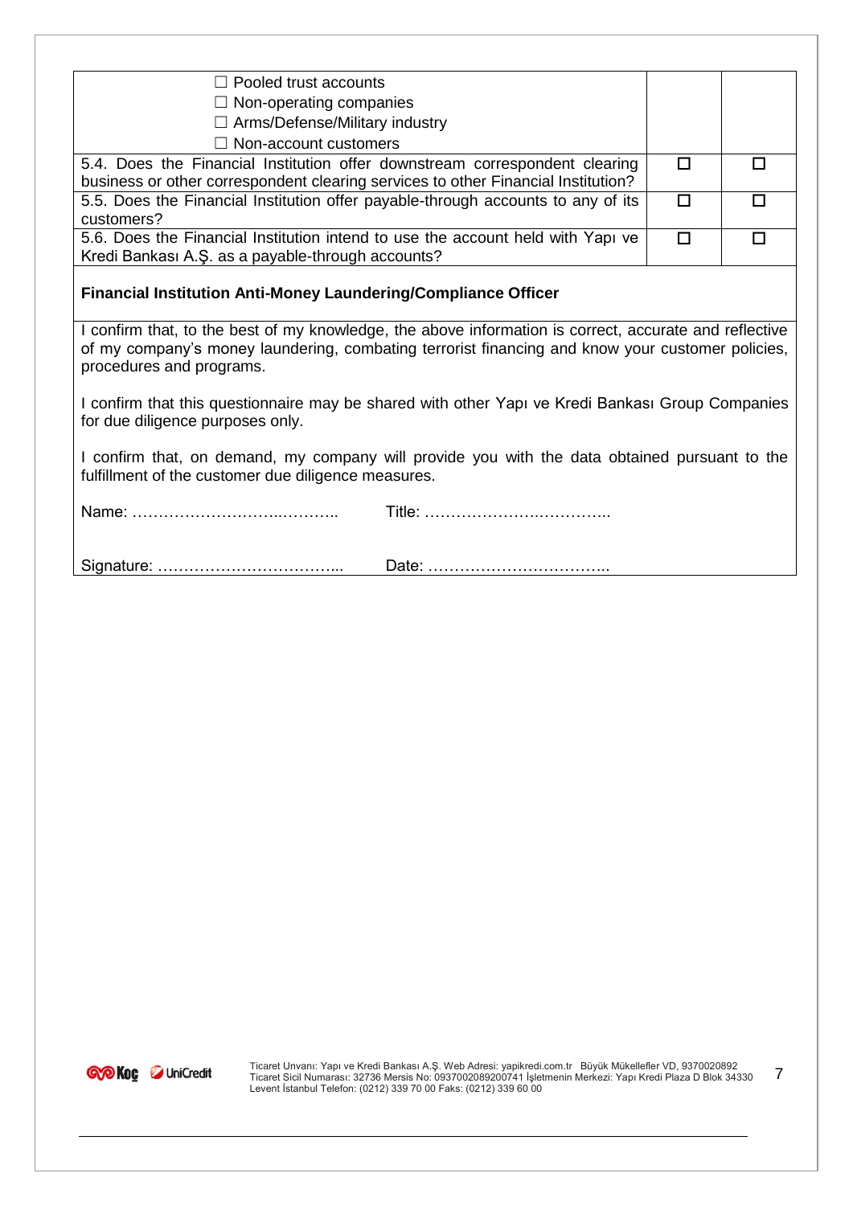| | | |
|---|---|---|
| ☐ Pooled trust accounts<br>☐ Non-operating companies<br>☐ Arms/Defense/Military industry<br>☐ Non-account customers | | |
| 5.4. Does the Financial Institution offer downstream correspondent clearing business or other correspondent clearing services to other Financial Institution? | ☐ | ☐ |
| 5.5. Does the Financial Institution offer payable-through accounts to any of its customers? | ☐ | ☐ |
| 5.6. Does the Financial Institution intend to use the account held with Yapı ve Kredi Bankası A.Ş. as a payable-through accounts? | ☐ | ☐ |

**Financial Institution Anti-Money Laundering/Compliance Officer**

I confirm that, to the best of my knowledge, the above information is correct, accurate and reflective of my company's money laundering, combating terrorist financing and know your customer policies, procedures and programs.

I confirm that this questionnaire may be shared with other Yapı ve Kredi Bankası Group Companies for due diligence purposes only.

I confirm that, on demand, my company will provide you with the data obtained pursuant to the fulfillment of the customer due diligence measures.

Name: ……………………..……….. Title: ……………….…………..

Signature: ……………………………... Date: ……………………………..

Ticaret Unvanı: Yapı ve Kredi Bankası A.Ş. Web Adresi: yapikredi.com.tr Büyük Mükellefler VD, 9370020892 Ticaret Sicil Numarası: 32736 Mersis No: 0937002089200741 İşletmenin Merkezi: Yapı Kredi Plaza D Blok 34330 Levent İstanbul Telefon: (0212) 339 70 00 Faks: (0212) 339 60 00